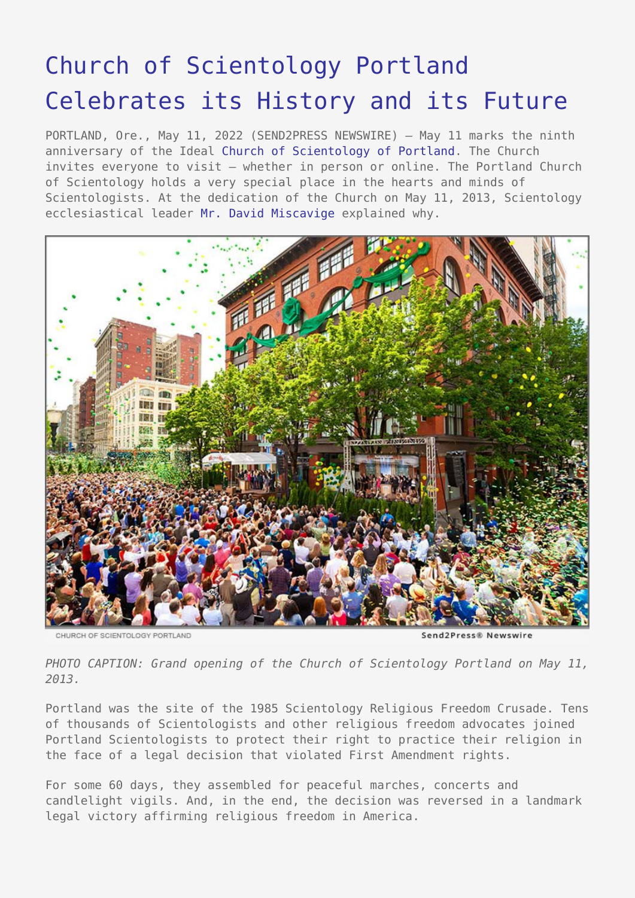# Church of Scientology Portland Celebrates its History and its Future

PORTLAND, Ore., May 11, 2022 (SEND2PRESS NEWSWIRE) — May 11 marks the ninth anniversary of the Ideal Church of Scientology of Portland. The Church invites everyone to visit — whether in person or online. The Portland Church of Scientology holds a very special place in the hearts and minds of Scientologists. At the dedication of the Church on May 11, 2013, Scientology ecclesiastical leader Mr. David Miscavige explained why.

CHURCH OF SCIENTOLOGY PORTLAND

Send2Press® Newswire

*PHOTO CAPTION: Grand opening of the Church of Scientology Portland on May 11, 2013.*

Portland was the site of the 1985 Scientology Religious Freedom Crusade. Tens of thousands of Scientologists and other religious freedom advocates joined Portland Scientologists to protect their right to practice their religion in the face of a legal decision that violated First Amendment rights.

For some 60 days, they assembled for peaceful marches, concerts and candlelight vigils. And, in the end, the decision was reversed in a landmark legal victory affirming religious freedom in America.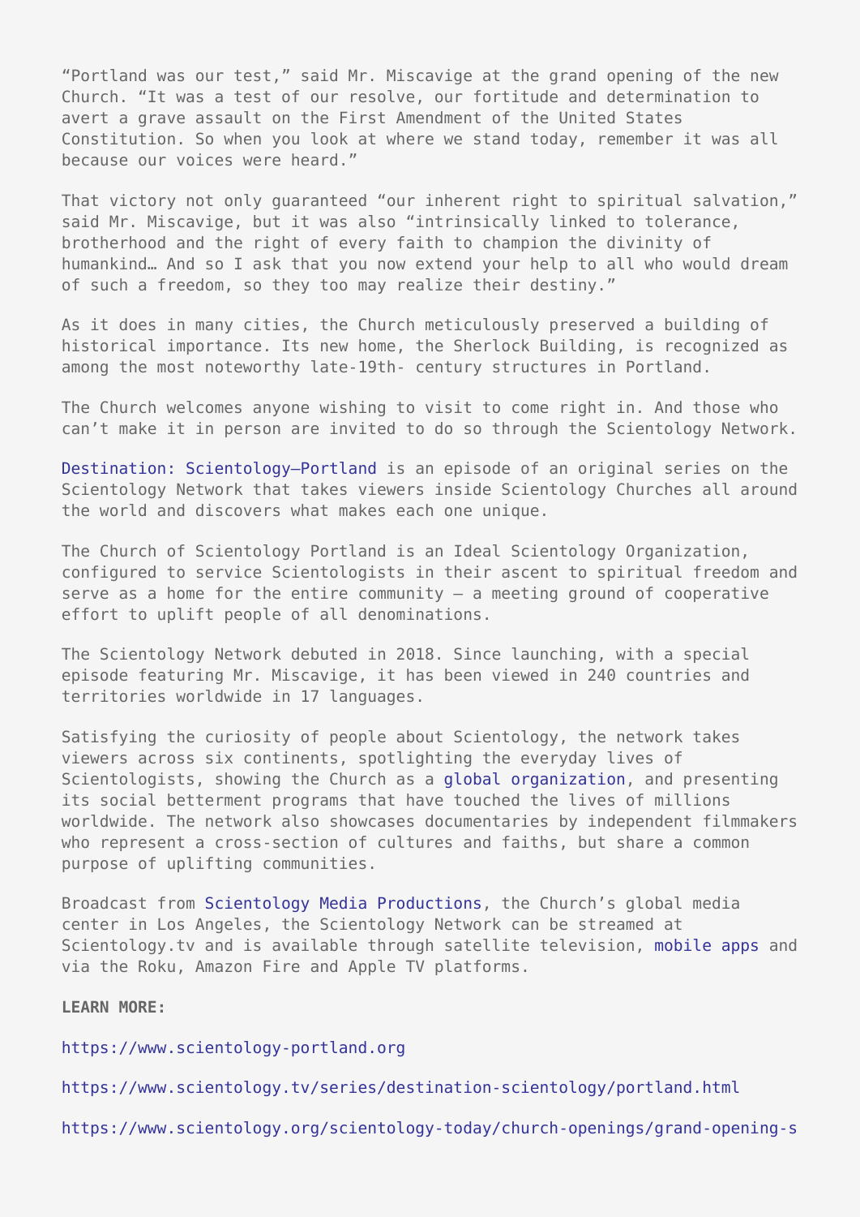"Portland was our test," said Mr. Miscavige at the grand opening of the new Church. "It was a test of our resolve, our fortitude and determination to avert a grave assault on the First Amendment of the United States Constitution. So when you look at where we stand today, remember it was all because our voices were heard."

That victory not only guaranteed "our inherent right to spiritual salvation," said Mr. Miscavige, but it was also "intrinsically linked to tolerance, brotherhood and the right of every faith to champion the divinity of humankind… And so I ask that you now extend your help to all who would dream of such a freedom, so they too may realize their destiny."

As it does in many cities, the Church meticulously preserved a building of historical importance. Its new home, the Sherlock Building, is recognized as among the most noteworthy late-19th- century structures in Portland.

The Church welcomes anyone wishing to visit to come right in. And those who can't make it in person are invited to do so through the Scientology Network.

Destination: Scientology—Portland is an episode of an original series on the Scientology Network that takes viewers inside Scientology Churches all around the world and discovers what makes each one unique.

The Church of Scientology Portland is an Ideal Scientology Organization, configured to service Scientologists in their ascent to spiritual freedom and serve as a home for the entire community — a meeting ground of cooperative effort to uplift people of all denominations.

The Scientology Network debuted in 2018. Since launching, with a special episode featuring Mr. Miscavige, it has been viewed in 240 countries and territories worldwide in 17 languages.

Satisfying the curiosity of people about Scientology, the network takes viewers across six continents, spotlighting the everyday lives of Scientologists, showing the Church as a global organization, and presenting its social betterment programs that have touched the lives of millions worldwide. The network also showcases documentaries by independent filmmakers who represent a cross-section of cultures and faiths, but share a common purpose of uplifting communities.

Broadcast from Scientology Media Productions, the Church's global media center in Los Angeles, the Scientology Network can be streamed at Scientology.tv and is available through satellite television, mobile apps and via the Roku, Amazon Fire and Apple TV platforms.

**LEARN MORE:**

https://www.scientology-portland.org

https://www.scientology.tv/series/destination-scientology/portland.html

https://www.scientology.org/scientology-today/church-openings/grand-opening-s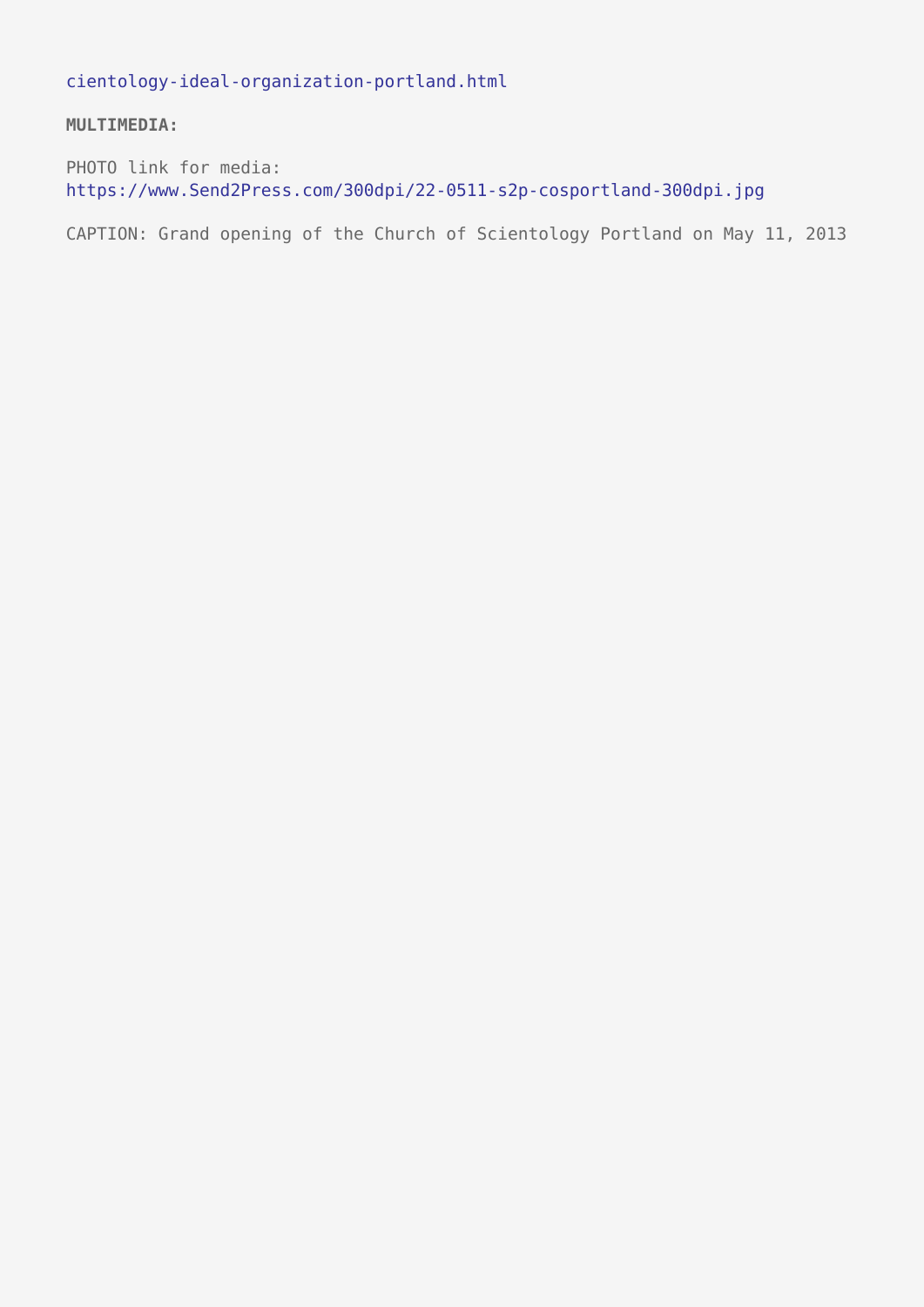cientology-ideal-organization-portland.html

**MULTIMEDIA:**

PHOTO link for media:
https://www.Send2Press.com/300dpi/22-0511-s2p-cosportland-300dpi.jpg

CAPTION: Grand opening of the Church of Scientology Portland on May 11, 2013